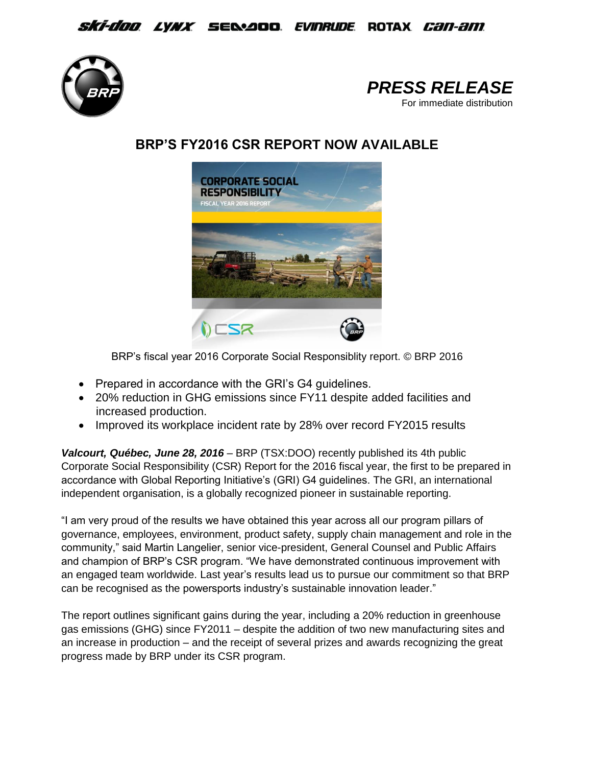ski-doo LYNX SEA-DOO EVINRUDE ROTAX can-am

*PRESS RELEASE*
For immediate distribution

## BRP'S FY2016 CSR REPORT NOW AVAILABLE

BRP's fiscal year 2016 Corporate Social Responsiblity report. © BRP 2016

- Prepared in accordance with the GRI's G4 guidelines.
- 20% reduction in GHG emissions since FY11 despite added facilities and increased production.
- Improved its workplace incident rate by 28% over record FY2015 results

***Valcourt, Québec, June 28, 2016*** – BRP (TSX:DOO) recently published its 4th public Corporate Social Responsibility (CSR) Report for the 2016 fiscal year, the first to be prepared in accordance with Global Reporting Initiative's (GRI) G4 guidelines. The GRI, an international independent organisation, is a globally recognized pioneer in sustainable reporting.

"I am very proud of the results we have obtained this year across all our program pillars of governance, employees, environment, product safety, supply chain management and role in the community," said Martin Langelier, senior vice-president, General Counsel and Public Affairs and champion of BRP's CSR program. "We have demonstrated continuous improvement with an engaged team worldwide. Last year's results lead us to pursue our commitment so that BRP can be recognised as the powersports industry's sustainable innovation leader."

The report outlines significant gains during the year, including a 20% reduction in greenhouse gas emissions (GHG) since FY2011 – despite the addition of two new manufacturing sites and an increase in production – and the receipt of several prizes and awards recognizing the great progress made by BRP under its CSR program.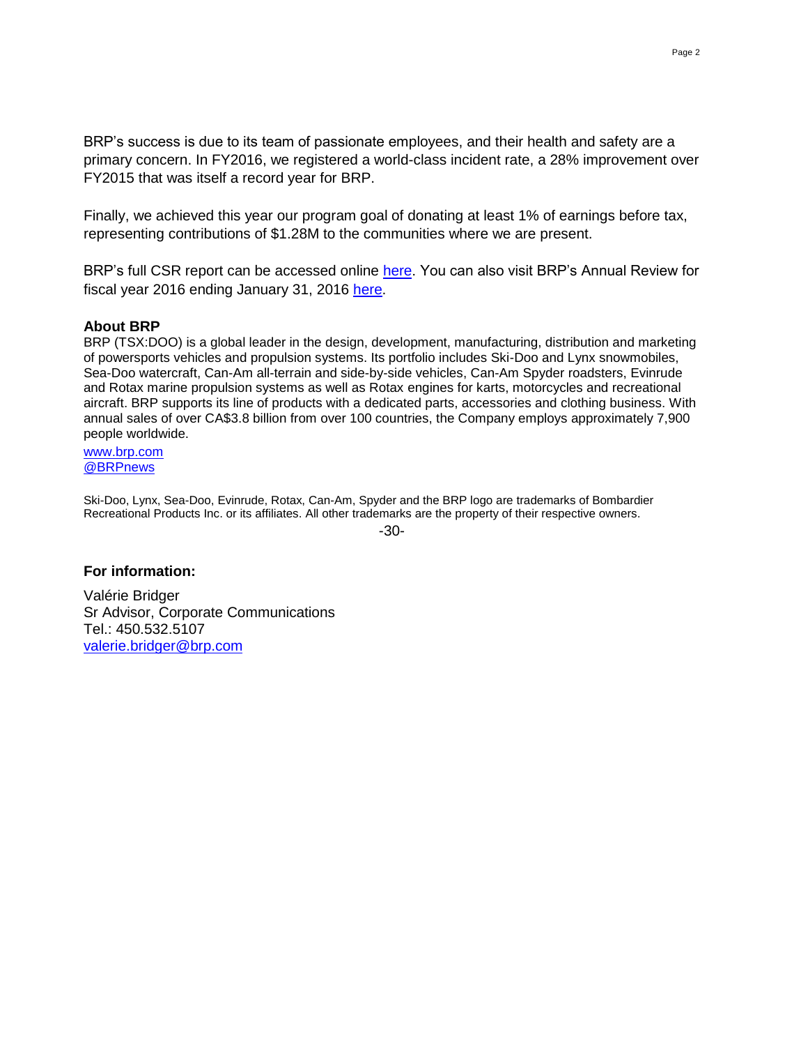BRP's success is due to its team of passionate employees, and their health and safety are a primary concern. In FY2016, we registered a world-class incident rate, a 28% improvement over FY2015 that was itself a record year for BRP.

Finally, we achieved this year our program goal of donating at least 1% of earnings before tax, representing contributions of $1.28M to the communities where we are present.

BRP's full CSR report can be accessed online [here](). You can also visit BRP's Annual Review for fiscal year 2016 ending January 31, 2016 [here]().

**About BRP**

BRP (TSX:DOO) is a global leader in the design, development, manufacturing, distribution and marketing of powersports vehicles and propulsion systems. Its portfolio includes Ski-Doo and Lynx snowmobiles, Sea-Doo watercraft, Can-Am all-terrain and side-by-side vehicles, Can-Am Spyder roadsters, Evinrude and Rotax marine propulsion systems as well as Rotax engines for karts, motorcycles and recreational aircraft. BRP supports its line of products with a dedicated parts, accessories and clothing business. With annual sales of over CA$3.8 billion from over 100 countries, the Company employs approximately 7,900 people worldwide.

www.brp.com
@BRPnews

Ski-Doo, Lynx, Sea-Doo, Evinrude, Rotax, Can-Am, Spyder and the BRP logo are trademarks of Bombardier Recreational Products Inc. or its affiliates. All other trademarks are the property of their respective owners.

-30-

**For information:**

Valérie Bridger
Sr Advisor, Corporate Communications
Tel.: 450.532.5107
valerie.bridger@brp.com